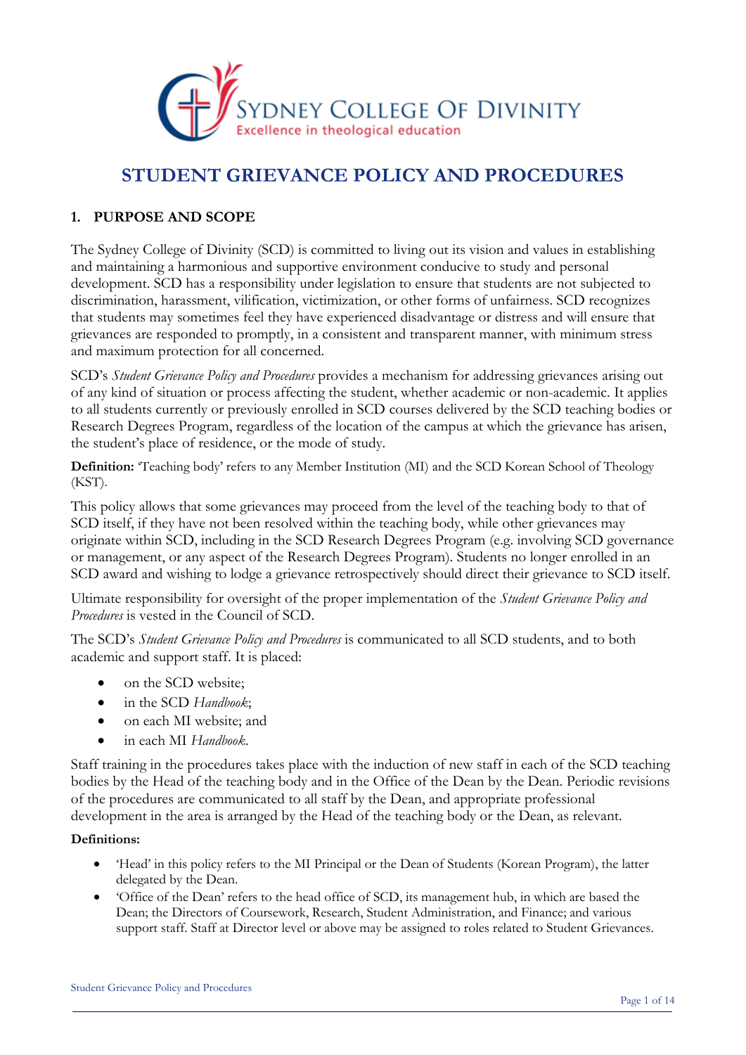# STUDENT GRIEVANCE POLICY AND PROCEDURES

## 1. PURPOSE AND SCOPE

The Sydney College of Divinity (SCD) is committed to living out its vision and values in establishing and maintaining a harmonious and supportive environment conducive to study and personal development. SCD has a responsibility under legislation to ensure that students are not subjected to discrimination, harassment, vilification, victimization, or other forms of unfairness. SCD recognizes that students may sometimes feel they have experienced disadvantage or distress and will ensure that grievances are responded to promptly, in a consistent and transparent manner, with minimum stress and maximum protection for all concerned.

SCD's *Student Grievance Policy and Procedures* provides a mechanism for addressing grievances arising out of any kind of situation or process affecting the student, whether academic or non-academic. It applies to all students currently or previously enrolled in SCD courses delivered by the SCD teaching bodies or Research Degrees Program, regardless of the location of the campus at which the grievance has arisen, the student's place of residence, or the mode of study.

**Definition:** 'Teaching body' refers to any Member Institution (MI) and the SCD Korean School of Theology (KST).

This policy allows that some grievances may proceed from the level of the teaching body to that of SCD itself, if they have not been resolved within the teaching body, while other grievances may originate within SCD, including in the SCD Research Degrees Program (e.g. involving SCD governance or management, or any aspect of the Research Degrees Program). Students no longer enrolled in an SCD award and wishing to lodge a grievance retrospectively should direct their grievance to SCD itself.

Ultimate responsibility for oversight of the proper implementation of the *Student Grievance Policy and Procedures* is vested in the Council of SCD.

The SCD's *Student Grievance Policy and Procedures* is communicated to all SCD students, and to both academic and support staff. It is placed:

- on the SCD website;
- in the SCD *Handbook*;
- on each MI website; and
- in each MI *Handbook*.

Staff training in the procedures takes place with the induction of new staff in each of the SCD teaching bodies by the Head of the teaching body and in the Office of the Dean by the Dean. Periodic revisions of the procedures are communicated to all staff by the Dean, and appropriate professional development in the area is arranged by the Head of the teaching body or the Dean, as relevant.

**Definitions:**

- 'Head' in this policy refers to the MI Principal or the Dean of Students (Korean Program), the latter delegated by the Dean.
- 'Office of the Dean' refers to the head office of SCD, its management hub, in which are based the Dean; the Directors of Coursework, Research, Student Administration, and Finance; and various support staff. Staff at Director level or above may be assigned to roles related to Student Grievances.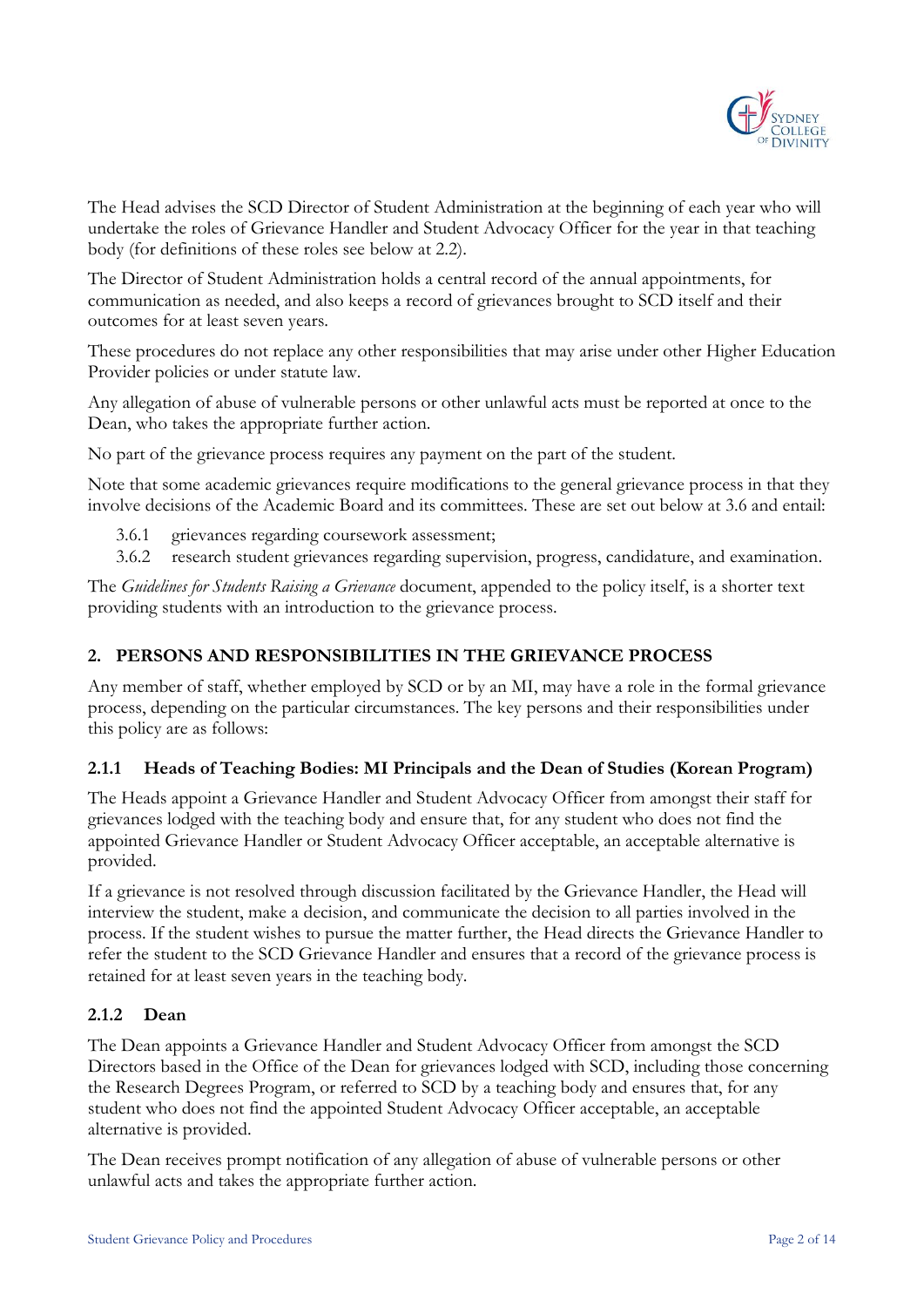The Head advises the SCD Director of Student Administration at the beginning of each year who will undertake the roles of Grievance Handler and Student Advocacy Officer for the year in that teaching body (for definitions of these roles see below at 2.2).

The Director of Student Administration holds a central record of the annual appointments, for communication as needed, and also keeps a record of grievances brought to SCD itself and their outcomes for at least seven years.

These procedures do not replace any other responsibilities that may arise under other Higher Education Provider policies or under statute law.

Any allegation of abuse of vulnerable persons or other unlawful acts must be reported at once to the Dean, who takes the appropriate further action.

No part of the grievance process requires any payment on the part of the student.

Note that some academic grievances require modifications to the general grievance process in that they involve decisions of the Academic Board and its committees. These are set out below at 3.6 and entail:

- 3.6.1 grievances regarding coursework assessment;
- 3.6.2 research student grievances regarding supervision, progress, candidature, and examination.

The *Guidelines for Students Raising a Grievance* document, appended to the policy itself, is a shorter text providing students with an introduction to the grievance process.

## 2. PERSONS AND RESPONSIBILITIES IN THE GRIEVANCE PROCESS

Any member of staff, whether employed by SCD or by an MI, may have a role in the formal grievance process, depending on the particular circumstances. The key persons and their responsibilities under this policy are as follows:

### 2.1.1 Heads of Teaching Bodies: MI Principals and the Dean of Studies (Korean Program)

The Heads appoint a Grievance Handler and Student Advocacy Officer from amongst their staff for grievances lodged with the teaching body and ensure that, for any student who does not find the appointed Grievance Handler or Student Advocacy Officer acceptable, an acceptable alternative is provided.

If a grievance is not resolved through discussion facilitated by the Grievance Handler, the Head will interview the student, make a decision, and communicate the decision to all parties involved in the process. If the student wishes to pursue the matter further, the Head directs the Grievance Handler to refer the student to the SCD Grievance Handler and ensures that a record of the grievance process is retained for at least seven years in the teaching body.

### 2.1.2 Dean

The Dean appoints a Grievance Handler and Student Advocacy Officer from amongst the SCD Directors based in the Office of the Dean for grievances lodged with SCD, including those concerning the Research Degrees Program, or referred to SCD by a teaching body and ensures that, for any student who does not find the appointed Student Advocacy Officer acceptable, an acceptable alternative is provided.

The Dean receives prompt notification of any allegation of abuse of vulnerable persons or other unlawful acts and takes the appropriate further action.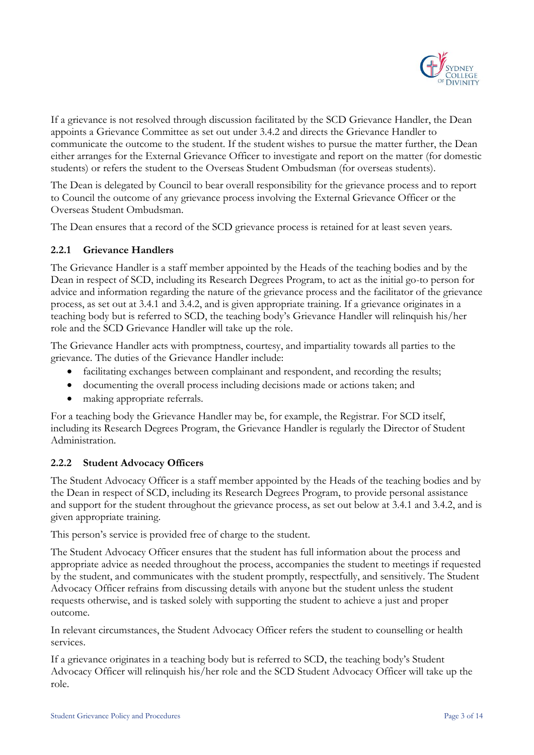If a grievance is not resolved through discussion facilitated by the SCD Grievance Handler, the Dean appoints a Grievance Committee as set out under 3.4.2 and directs the Grievance Handler to communicate the outcome to the student. If the student wishes to pursue the matter further, the Dean either arranges for the External Grievance Officer to investigate and report on the matter (for domestic students) or refers the student to the Overseas Student Ombudsman (for overseas students).

The Dean is delegated by Council to bear overall responsibility for the grievance process and to report to Council the outcome of any grievance process involving the External Grievance Officer or the Overseas Student Ombudsman.

The Dean ensures that a record of the SCD grievance process is retained for at least seven years.

### 2.2.1 Grievance Handlers

The Grievance Handler is a staff member appointed by the Heads of the teaching bodies and by the Dean in respect of SCD, including its Research Degrees Program, to act as the initial go-to person for advice and information regarding the nature of the grievance process and the facilitator of the grievance process, as set out at 3.4.1 and 3.4.2, and is given appropriate training. If a grievance originates in a teaching body but is referred to SCD, the teaching body's Grievance Handler will relinquish his/her role and the SCD Grievance Handler will take up the role.

The Grievance Handler acts with promptness, courtesy, and impartiality towards all parties to the grievance. The duties of the Grievance Handler include:

- facilitating exchanges between complainant and respondent, and recording the results;
- documenting the overall process including decisions made or actions taken; and
- making appropriate referrals.

For a teaching body the Grievance Handler may be, for example, the Registrar. For SCD itself, including its Research Degrees Program, the Grievance Handler is regularly the Director of Student Administration.

### 2.2.2 Student Advocacy Officers

The Student Advocacy Officer is a staff member appointed by the Heads of the teaching bodies and by the Dean in respect of SCD, including its Research Degrees Program, to provide personal assistance and support for the student throughout the grievance process, as set out below at 3.4.1 and 3.4.2, and is given appropriate training.

This person's service is provided free of charge to the student.

The Student Advocacy Officer ensures that the student has full information about the process and appropriate advice as needed throughout the process, accompanies the student to meetings if requested by the student, and communicates with the student promptly, respectfully, and sensitively. The Student Advocacy Officer refrains from discussing details with anyone but the student unless the student requests otherwise, and is tasked solely with supporting the student to achieve a just and proper outcome.

In relevant circumstances, the Student Advocacy Officer refers the student to counselling or health services.

If a grievance originates in a teaching body but is referred to SCD, the teaching body's Student Advocacy Officer will relinquish his/her role and the SCD Student Advocacy Officer will take up the role.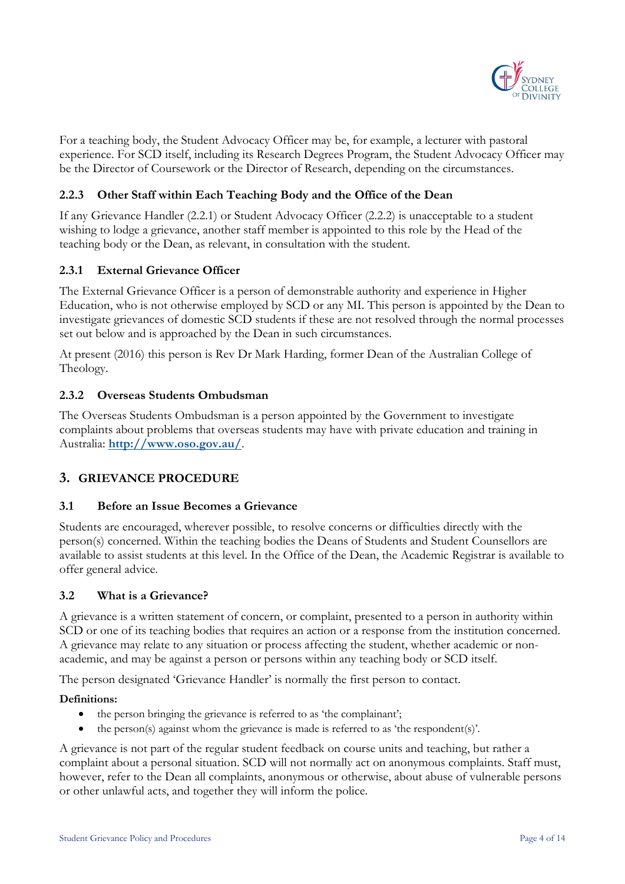For a teaching body, the Student Advocacy Officer may be, for example, a lecturer with pastoral experience. For SCD itself, including its Research Degrees Program, the Student Advocacy Officer may be the Director of Coursework or the Director of Research, depending on the circumstances.

### 2.2.3 Other Staff within Each Teaching Body and the Office of the Dean

If any Grievance Handler (2.2.1) or Student Advocacy Officer (2.2.2) is unacceptable to a student wishing to lodge a grievance, another staff member is appointed to this role by the Head of the teaching body or the Dean, as relevant, in consultation with the student.

### 2.3.1 External Grievance Officer

The External Grievance Officer is a person of demonstrable authority and experience in Higher Education, who is not otherwise employed by SCD or any MI. This person is appointed by the Dean to investigate grievances of domestic SCD students if these are not resolved through the normal processes set out below and is approached by the Dean in such circumstances.

At present (2016) this person is Rev Dr Mark Harding, former Dean of the Australian College of Theology.

### 2.3.2 Overseas Students Ombudsman

The Overseas Students Ombudsman is a person appointed by the Government to investigate complaints about problems that overseas students may have with private education and training in Australia: **http://www.oso.gov.au/**.

## 3. GRIEVANCE PROCEDURE

### 3.1 Before an Issue Becomes a Grievance

Students are encouraged, wherever possible, to resolve concerns or difficulties directly with the person(s) concerned. Within the teaching bodies the Deans of Students and Student Counsellors are available to assist students at this level. In the Office of the Dean, the Academic Registrar is available to offer general advice.

### 3.2 What is a Grievance?

A grievance is a written statement of concern, or complaint, presented to a person in authority within SCD or one of its teaching bodies that requires an action or a response from the institution concerned. A grievance may relate to any situation or process affecting the student, whether academic or non-academic, and may be against a person or persons within any teaching body or SCD itself.

The person designated 'Grievance Handler' is normally the first person to contact.

**Definitions:**

- the person bringing the grievance is referred to as 'the complainant';
- the person(s) against whom the grievance is made is referred to as 'the respondent(s)'.

A grievance is not part of the regular student feedback on course units and teaching, but rather a complaint about a personal situation. SCD will not normally act on anonymous complaints. Staff must, however, refer to the Dean all complaints, anonymous or otherwise, about abuse of vulnerable persons or other unlawful acts, and together they will inform the police.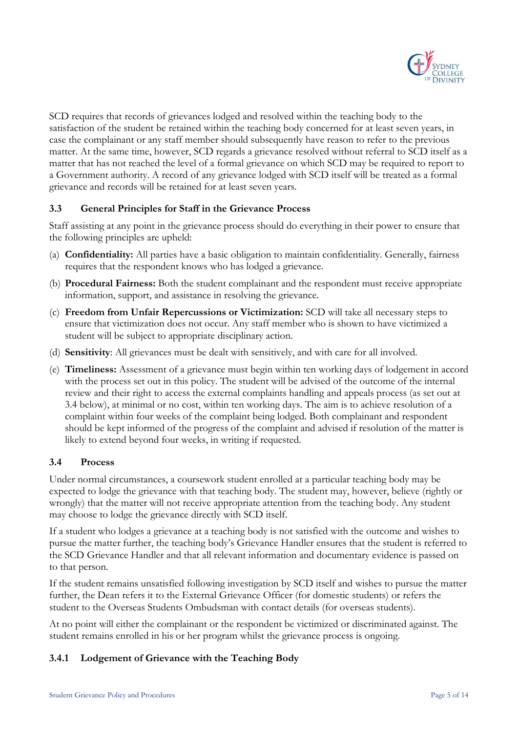SCD requires that records of grievances lodged and resolved within the teaching body to the satisfaction of the student be retained within the teaching body concerned for at least seven years, in case the complainant or any staff member should subsequently have reason to refer to the previous matter. At the same time, however, SCD regards a grievance resolved without referral to SCD itself as a matter that has not reached the level of a formal grievance on which SCD may be required to report to a Government authority. A record of any grievance lodged with SCD itself will be treated as a formal grievance and records will be retained for at least seven years.

### 3.3 General Principles for Staff in the Grievance Process

Staff assisting at any point in the grievance process should do everything in their power to ensure that the following principles are upheld:

(a) **Confidentiality:** All parties have a basic obligation to maintain confidentiality. Generally, fairness requires that the respondent knows who has lodged a grievance.

(b) **Procedural Fairness:** Both the student complainant and the respondent must receive appropriate information, support, and assistance in resolving the grievance.

(c) **Freedom from Unfair Repercussions or Victimization:** SCD will take all necessary steps to ensure that victimization does not occur. Any staff member who is shown to have victimized a student will be subject to appropriate disciplinary action.

(d) **Sensitivity**: All grievances must be dealt with sensitively, and with care for all involved.

(e) **Timeliness:** Assessment of a grievance must begin within ten working days of lodgement in accord with the process set out in this policy. The student will be advised of the outcome of the internal review and their right to access the external complaints handling and appeals process (as set out at 3.4 below), at minimal or no cost, within ten working days. The aim is to achieve resolution of a complaint within four weeks of the complaint being lodged. Both complainant and respondent should be kept informed of the progress of the complaint and advised if resolution of the matter is likely to extend beyond four weeks, in writing if requested.

### 3.4 Process

Under normal circumstances, a coursework student enrolled at a particular teaching body may be expected to lodge the grievance with that teaching body. The student may, however, believe (rightly or wrongly) that the matter will not receive appropriate attention from the teaching body. Any student may choose to lodge the grievance directly with SCD itself.

If a student who lodges a grievance at a teaching body is not satisfied with the outcome and wishes to pursue the matter further, the teaching body's Grievance Handler ensures that the student is referred to the SCD Grievance Handler and that all relevant information and documentary evidence is passed on to that person.

If the student remains unsatisfied following investigation by SCD itself and wishes to pursue the matter further, the Dean refers it to the External Grievance Officer (for domestic students) or refers the student to the Overseas Students Ombudsman with contact details (for overseas students).

At no point will either the complainant or the respondent be victimized or discriminated against. The student remains enrolled in his or her program whilst the grievance process is ongoing.

#### 3.4.1 Lodgement of Grievance with the Teaching Body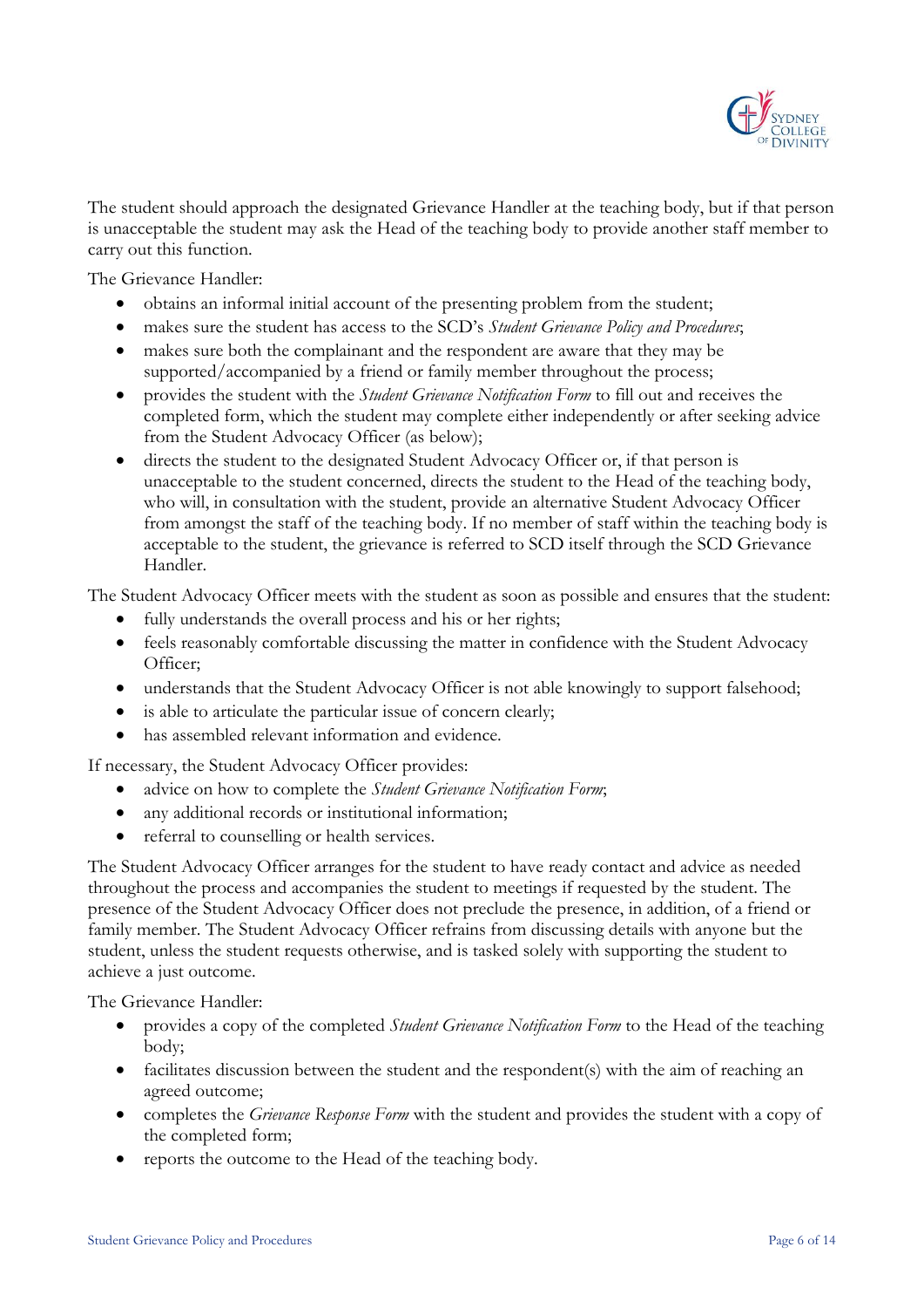The student should approach the designated Grievance Handler at the teaching body, but if that person is unacceptable the student may ask the Head of the teaching body to provide another staff member to carry out this function.

The Grievance Handler:

- obtains an informal initial account of the presenting problem from the student;
- makes sure the student has access to the SCD's *Student Grievance Policy and Procedures*;
- makes sure both the complainant and the respondent are aware that they may be supported/accompanied by a friend or family member throughout the process;
- provides the student with the *Student Grievance Notification Form* to fill out and receives the completed form, which the student may complete either independently or after seeking advice from the Student Advocacy Officer (as below);
- directs the student to the designated Student Advocacy Officer or, if that person is unacceptable to the student concerned, directs the student to the Head of the teaching body, who will, in consultation with the student, provide an alternative Student Advocacy Officer from amongst the staff of the teaching body. If no member of staff within the teaching body is acceptable to the student, the grievance is referred to SCD itself through the SCD Grievance Handler.

The Student Advocacy Officer meets with the student as soon as possible and ensures that the student:

- fully understands the overall process and his or her rights;
- feels reasonably comfortable discussing the matter in confidence with the Student Advocacy Officer;
- understands that the Student Advocacy Officer is not able knowingly to support falsehood;
- is able to articulate the particular issue of concern clearly;
- has assembled relevant information and evidence.

If necessary, the Student Advocacy Officer provides:

- advice on how to complete the *Student Grievance Notification Form*;
- any additional records or institutional information;
- referral to counselling or health services.

The Student Advocacy Officer arranges for the student to have ready contact and advice as needed throughout the process and accompanies the student to meetings if requested by the student. The presence of the Student Advocacy Officer does not preclude the presence, in addition, of a friend or family member. The Student Advocacy Officer refrains from discussing details with anyone but the student, unless the student requests otherwise, and is tasked solely with supporting the student to achieve a just outcome.

The Grievance Handler:

- provides a copy of the completed *Student Grievance Notification Form* to the Head of the teaching body;
- facilitates discussion between the student and the respondent(s) with the aim of reaching an agreed outcome;
- completes the *Grievance Response Form* with the student and provides the student with a copy of the completed form;
- reports the outcome to the Head of the teaching body.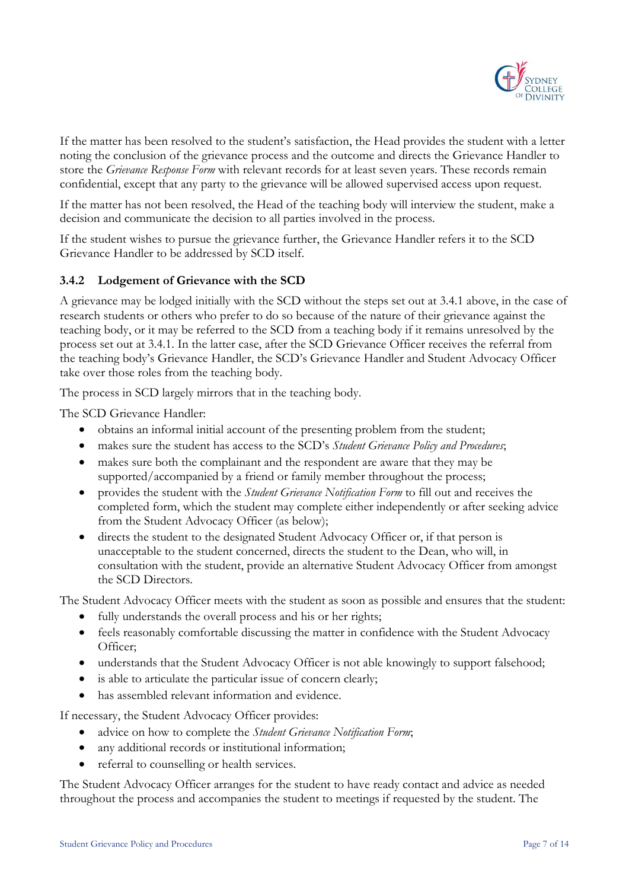If the matter has been resolved to the student's satisfaction, the Head provides the student with a letter noting the conclusion of the grievance process and the outcome and directs the Grievance Handler to store the *Grievance Response Form* with relevant records for at least seven years. These records remain confidential, except that any party to the grievance will be allowed supervised access upon request.

If the matter has not been resolved, the Head of the teaching body will interview the student, make a decision and communicate the decision to all parties involved in the process.

If the student wishes to pursue the grievance further, the Grievance Handler refers it to the SCD Grievance Handler to be addressed by SCD itself.

### 3.4.2 Lodgement of Grievance with the SCD

A grievance may be lodged initially with the SCD without the steps set out at 3.4.1 above, in the case of research students or others who prefer to do so because of the nature of their grievance against the teaching body, or it may be referred to the SCD from a teaching body if it remains unresolved by the process set out at 3.4.1. In the latter case, after the SCD Grievance Officer receives the referral from the teaching body's Grievance Handler, the SCD's Grievance Handler and Student Advocacy Officer take over those roles from the teaching body.

The process in SCD largely mirrors that in the teaching body.

The SCD Grievance Handler:

- obtains an informal initial account of the presenting problem from the student;
- makes sure the student has access to the SCD's *Student Grievance Policy and Procedures*;
- makes sure both the complainant and the respondent are aware that they may be supported/accompanied by a friend or family member throughout the process;
- provides the student with the *Student Grievance Notification Form* to fill out and receives the completed form, which the student may complete either independently or after seeking advice from the Student Advocacy Officer (as below);
- directs the student to the designated Student Advocacy Officer or, if that person is unacceptable to the student concerned, directs the student to the Dean, who will, in consultation with the student, provide an alternative Student Advocacy Officer from amongst the SCD Directors.

The Student Advocacy Officer meets with the student as soon as possible and ensures that the student:

- fully understands the overall process and his or her rights;
- feels reasonably comfortable discussing the matter in confidence with the Student Advocacy Officer;
- understands that the Student Advocacy Officer is not able knowingly to support falsehood;
- is able to articulate the particular issue of concern clearly;
- has assembled relevant information and evidence.

If necessary, the Student Advocacy Officer provides:

- advice on how to complete the *Student Grievance Notification Form*;
- any additional records or institutional information;
- referral to counselling or health services.

The Student Advocacy Officer arranges for the student to have ready contact and advice as needed throughout the process and accompanies the student to meetings if requested by the student. The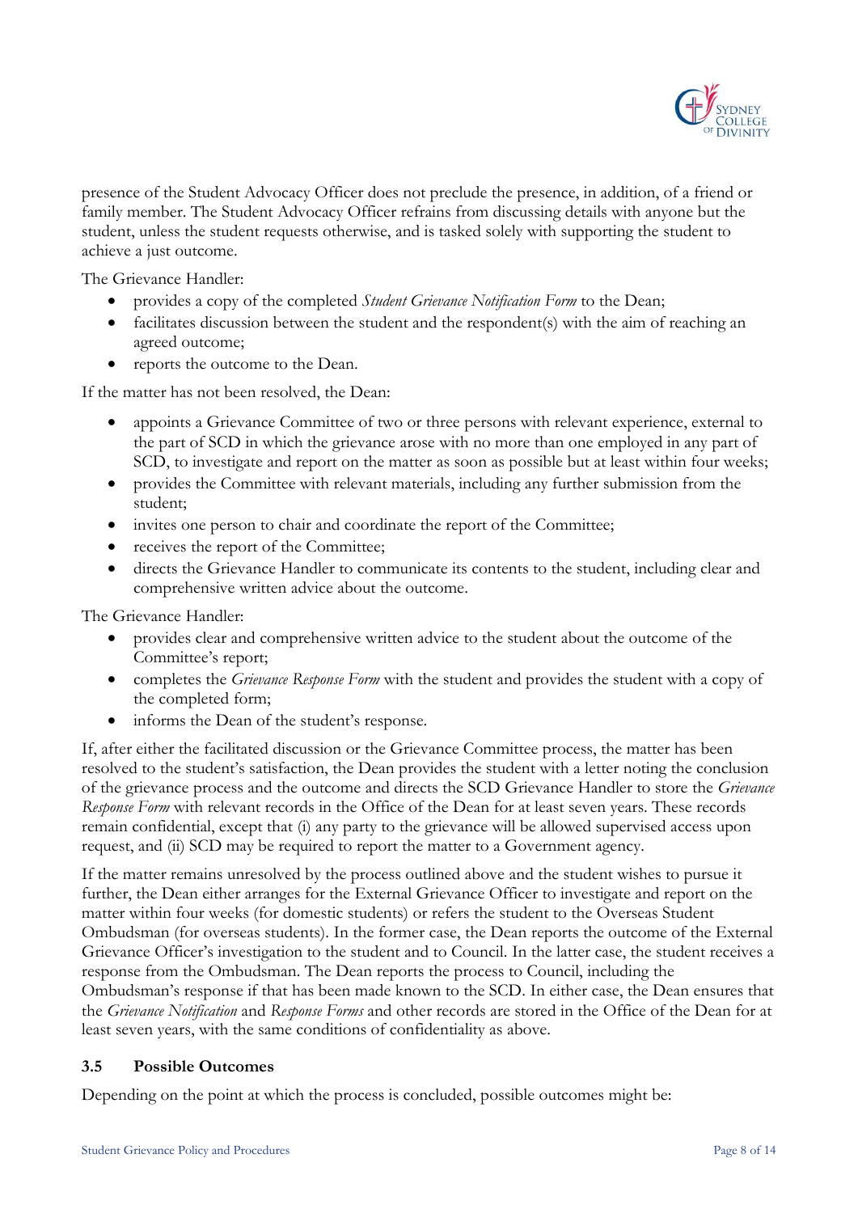presence of the Student Advocacy Officer does not preclude the presence, in addition, of a friend or family member. The Student Advocacy Officer refrains from discussing details with anyone but the student, unless the student requests otherwise, and is tasked solely with supporting the student to achieve a just outcome.

The Grievance Handler:

- provides a copy of the completed *Student Grievance Notification Form* to the Dean;
- facilitates discussion between the student and the respondent(s) with the aim of reaching an agreed outcome;
- reports the outcome to the Dean.

If the matter has not been resolved, the Dean:

- appoints a Grievance Committee of two or three persons with relevant experience, external to the part of SCD in which the grievance arose with no more than one employed in any part of SCD, to investigate and report on the matter as soon as possible but at least within four weeks;
- provides the Committee with relevant materials, including any further submission from the student;
- invites one person to chair and coordinate the report of the Committee;
- receives the report of the Committee;
- directs the Grievance Handler to communicate its contents to the student, including clear and comprehensive written advice about the outcome.

The Grievance Handler:

- provides clear and comprehensive written advice to the student about the outcome of the Committee's report;
- completes the *Grievance Response Form* with the student and provides the student with a copy of the completed form;
- informs the Dean of the student's response.

If, after either the facilitated discussion or the Grievance Committee process, the matter has been resolved to the student's satisfaction, the Dean provides the student with a letter noting the conclusion of the grievance process and the outcome and directs the SCD Grievance Handler to store the *Grievance Response Form* with relevant records in the Office of the Dean for at least seven years. These records remain confidential, except that (i) any party to the grievance will be allowed supervised access upon request, and (ii) SCD may be required to report the matter to a Government agency.

If the matter remains unresolved by the process outlined above and the student wishes to pursue it further, the Dean either arranges for the External Grievance Officer to investigate and report on the matter within four weeks (for domestic students) or refers the student to the Overseas Student Ombudsman (for overseas students). In the former case, the Dean reports the outcome of the External Grievance Officer's investigation to the student and to Council. In the latter case, the student receives a response from the Ombudsman. The Dean reports the process to Council, including the Ombudsman's response if that has been made known to the SCD. In either case, the Dean ensures that the *Grievance Notification* and *Response Forms* and other records are stored in the Office of the Dean for at least seven years, with the same conditions of confidentiality as above.

### 3.5 Possible Outcomes

Depending on the point at which the process is concluded, possible outcomes might be: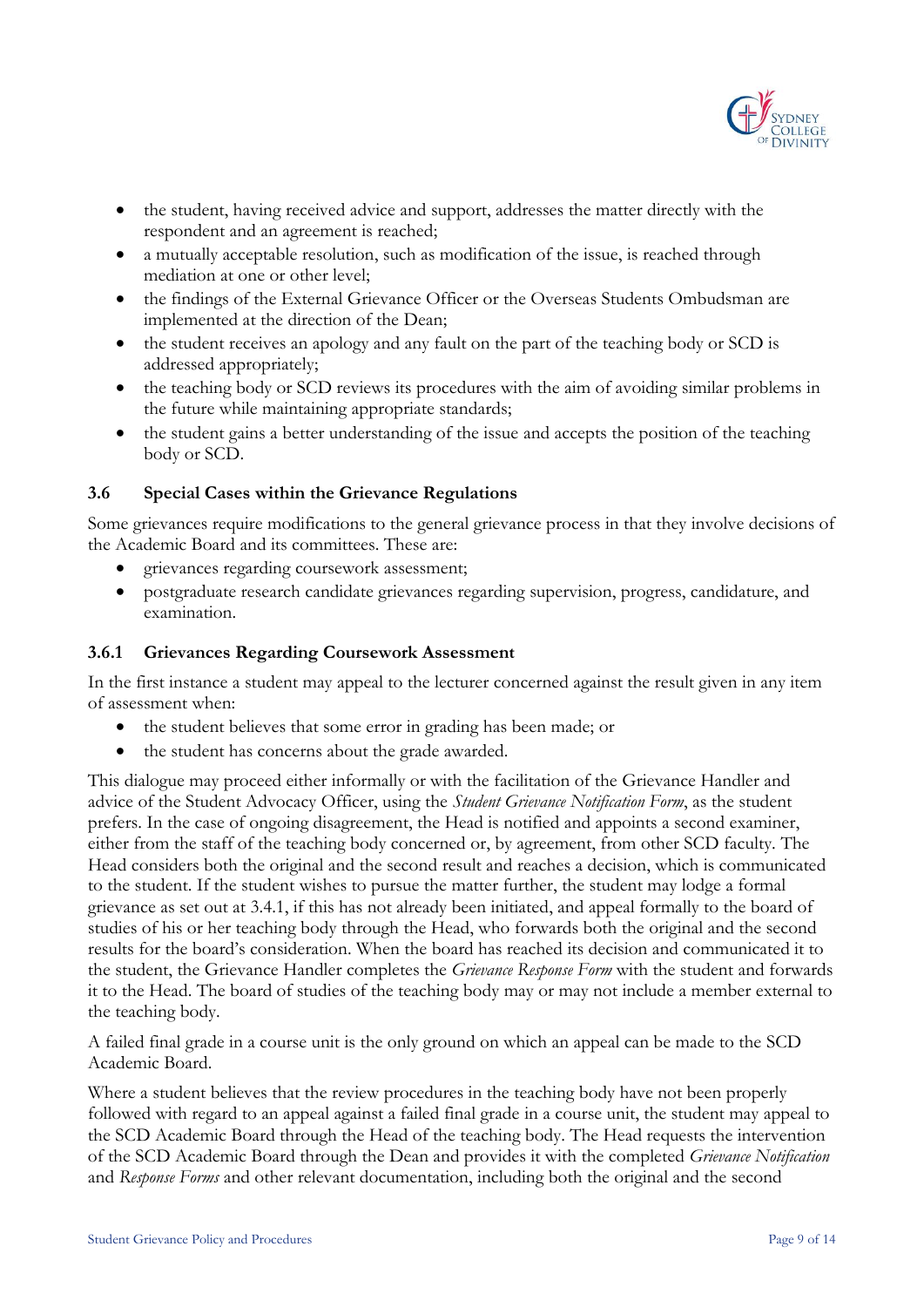- the student, having received advice and support, addresses the matter directly with the respondent and an agreement is reached;
- a mutually acceptable resolution, such as modification of the issue, is reached through mediation at one or other level;
- the findings of the External Grievance Officer or the Overseas Students Ombudsman are implemented at the direction of the Dean;
- the student receives an apology and any fault on the part of the teaching body or SCD is addressed appropriately;
- the teaching body or SCD reviews its procedures with the aim of avoiding similar problems in the future while maintaining appropriate standards;
- the student gains a better understanding of the issue and accepts the position of the teaching body or SCD.

### 3.6 Special Cases within the Grievance Regulations

Some grievances require modifications to the general grievance process in that they involve decisions of the Academic Board and its committees. These are:

- grievances regarding coursework assessment;
- postgraduate research candidate grievances regarding supervision, progress, candidature, and examination.

#### 3.6.1 Grievances Regarding Coursework Assessment

In the first instance a student may appeal to the lecturer concerned against the result given in any item of assessment when:

- the student believes that some error in grading has been made; or
- the student has concerns about the grade awarded.

This dialogue may proceed either informally or with the facilitation of the Grievance Handler and advice of the Student Advocacy Officer, using the *Student Grievance Notification Form*, as the student prefers. In the case of ongoing disagreement, the Head is notified and appoints a second examiner, either from the staff of the teaching body concerned or, by agreement, from other SCD faculty. The Head considers both the original and the second result and reaches a decision, which is communicated to the student. If the student wishes to pursue the matter further, the student may lodge a formal grievance as set out at 3.4.1, if this has not already been initiated, and appeal formally to the board of studies of his or her teaching body through the Head, who forwards both the original and the second results for the board's consideration. When the board has reached its decision and communicated it to the student, the Grievance Handler completes the *Grievance Response Form* with the student and forwards it to the Head. The board of studies of the teaching body may or may not include a member external to the teaching body.

A failed final grade in a course unit is the only ground on which an appeal can be made to the SCD Academic Board.

Where a student believes that the review procedures in the teaching body have not been properly followed with regard to an appeal against a failed final grade in a course unit, the student may appeal to the SCD Academic Board through the Head of the teaching body. The Head requests the intervention of the SCD Academic Board through the Dean and provides it with the completed *Grievance Notification* and *Response Forms* and other relevant documentation, including both the original and the second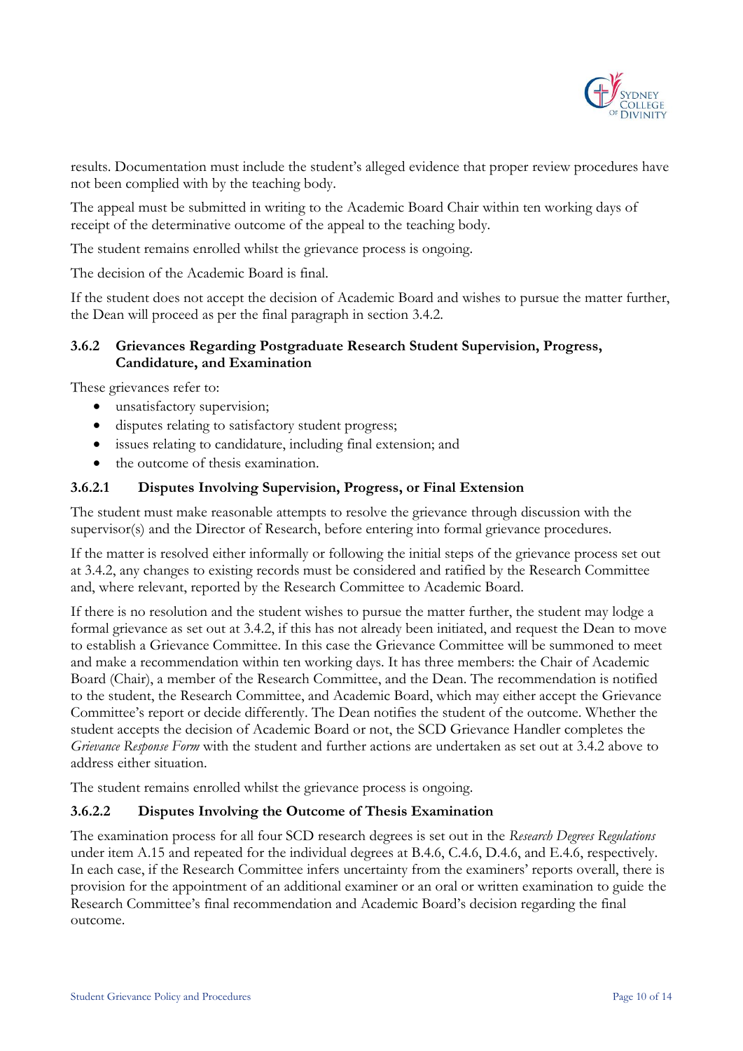results. Documentation must include the student's alleged evidence that proper review procedures have not been complied with by the teaching body.

The appeal must be submitted in writing to the Academic Board Chair within ten working days of receipt of the determinative outcome of the appeal to the teaching body.

The student remains enrolled whilst the grievance process is ongoing.

The decision of the Academic Board is final.

If the student does not accept the decision of Academic Board and wishes to pursue the matter further, the Dean will proceed as per the final paragraph in section 3.4.2.

### 3.6.2 Grievances Regarding Postgraduate Research Student Supervision, Progress, Candidature, and Examination

These grievances refer to:

- unsatisfactory supervision;
- disputes relating to satisfactory student progress;
- issues relating to candidature, including final extension; and
- the outcome of thesis examination.

#### 3.6.2.1 Disputes Involving Supervision, Progress, or Final Extension

The student must make reasonable attempts to resolve the grievance through discussion with the supervisor(s) and the Director of Research, before entering into formal grievance procedures.

If the matter is resolved either informally or following the initial steps of the grievance process set out at 3.4.2, any changes to existing records must be considered and ratified by the Research Committee and, where relevant, reported by the Research Committee to Academic Board.

If there is no resolution and the student wishes to pursue the matter further, the student may lodge a formal grievance as set out at 3.4.2, if this has not already been initiated, and request the Dean to move to establish a Grievance Committee. In this case the Grievance Committee will be summoned to meet and make a recommendation within ten working days. It has three members: the Chair of Academic Board (Chair), a member of the Research Committee, and the Dean. The recommendation is notified to the student, the Research Committee, and Academic Board, which may either accept the Grievance Committee's report or decide differently. The Dean notifies the student of the outcome. Whether the student accepts the decision of Academic Board or not, the SCD Grievance Handler completes the *Grievance Response Form* with the student and further actions are undertaken as set out at 3.4.2 above to address either situation.

The student remains enrolled whilst the grievance process is ongoing.

#### 3.6.2.2 Disputes Involving the Outcome of Thesis Examination

The examination process for all four SCD research degrees is set out in the *Research Degrees Regulations* under item A.15 and repeated for the individual degrees at B.4.6, C.4.6, D.4.6, and E.4.6, respectively. In each case, if the Research Committee infers uncertainty from the examiners' reports overall, there is provision for the appointment of an additional examiner or an oral or written examination to guide the Research Committee's final recommendation and Academic Board's decision regarding the final outcome.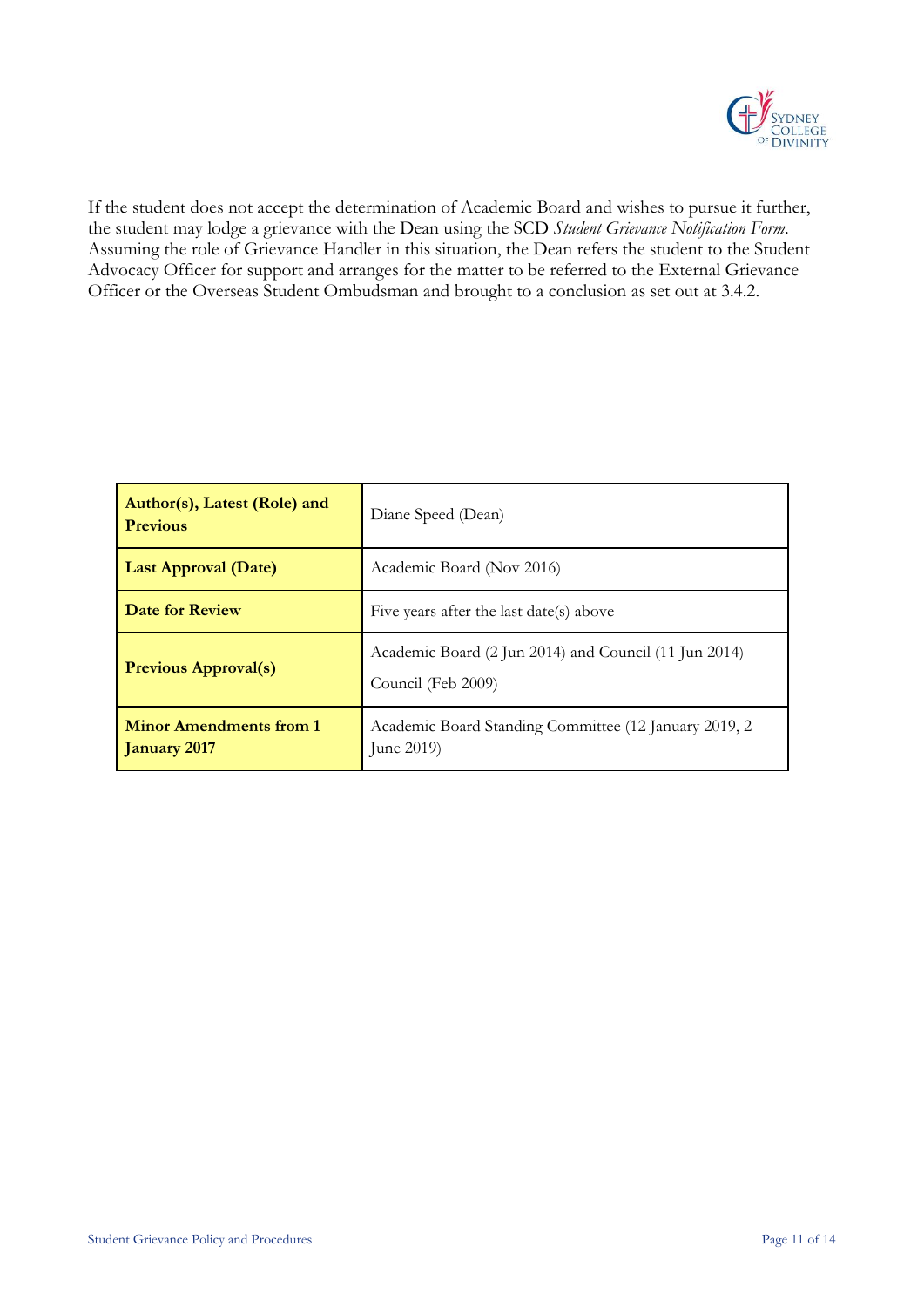If the student does not accept the determination of Academic Board and wishes to pursue it further, the student may lodge a grievance with the Dean using the SCD *Student Grievance Notification Form*. Assuming the role of Grievance Handler in this situation, the Dean refers the student to the Student Advocacy Officer for support and arranges for the matter to be referred to the External Grievance Officer or the Overseas Student Ombudsman and brought to a conclusion as set out at 3.4.2.

| **Author(s), Latest (Role) and Previous** | Diane Speed (Dean) |
|---|---|
| **Last Approval (Date)** | Academic Board (Nov 2016) |
| **Date for Review** | Five years after the last date(s) above |
| **Previous Approval(s)** | Academic Board (2 Jun 2014) and Council (11 Jun 2014)<br>Council (Feb 2009) |
| **Minor Amendments from 1 January 2017** | Academic Board Standing Committee (12 January 2019, 2 June 2019) |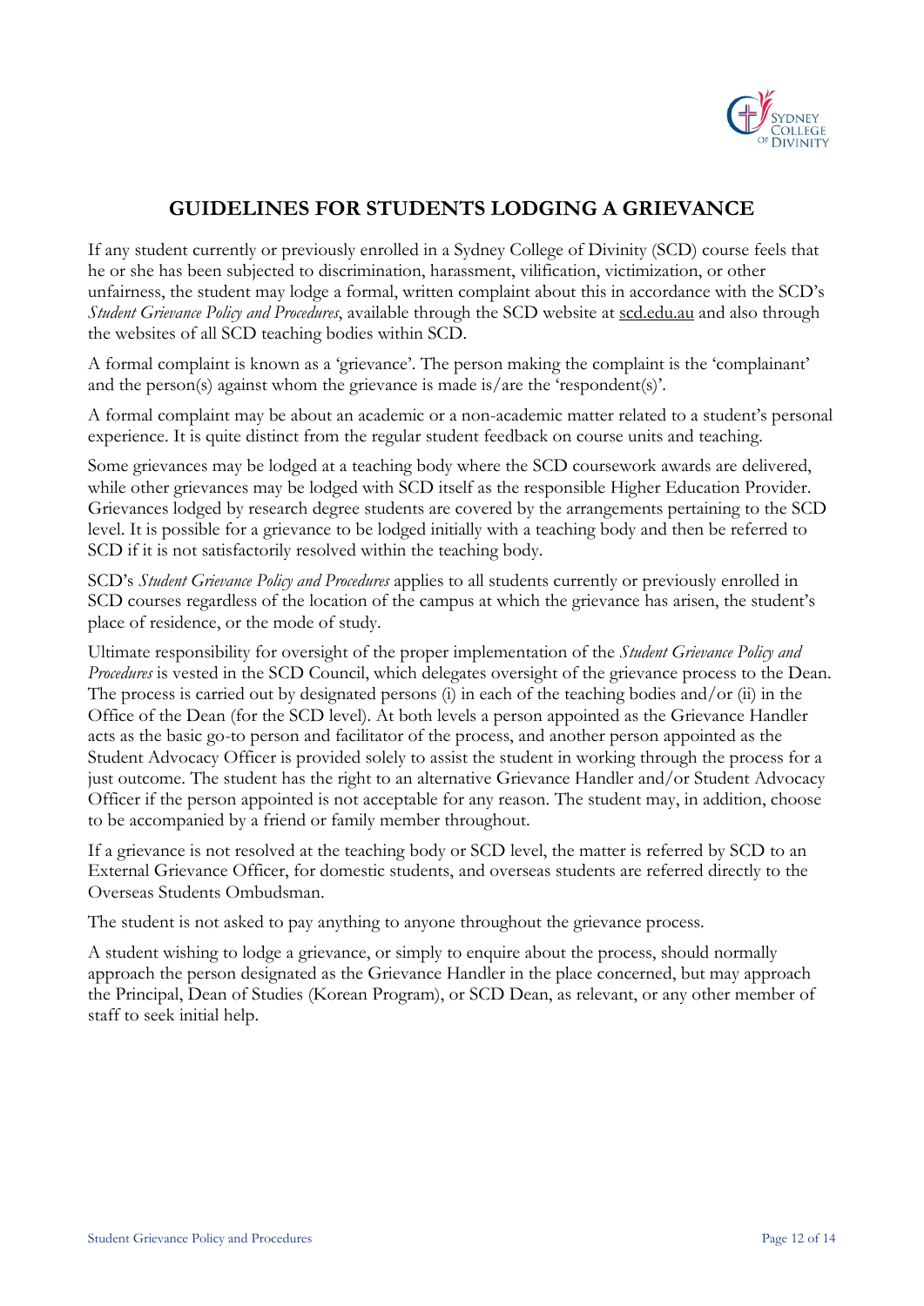## GUIDELINES FOR STUDENTS LODGING A GRIEVANCE

If any student currently or previously enrolled in a Sydney College of Divinity (SCD) course feels that he or she has been subjected to discrimination, harassment, vilification, victimization, or other unfairness, the student may lodge a formal, written complaint about this in accordance with the SCD's *Student Grievance Policy and Procedures*, available through the SCD website at scd.edu.au and also through the websites of all SCD teaching bodies within SCD.

A formal complaint is known as a 'grievance'. The person making the complaint is the 'complainant' and the person(s) against whom the grievance is made is/are the 'respondent(s)'.

A formal complaint may be about an academic or a non-academic matter related to a student's personal experience. It is quite distinct from the regular student feedback on course units and teaching.

Some grievances may be lodged at a teaching body where the SCD coursework awards are delivered, while other grievances may be lodged with SCD itself as the responsible Higher Education Provider. Grievances lodged by research degree students are covered by the arrangements pertaining to the SCD level. It is possible for a grievance to be lodged initially with a teaching body and then be referred to SCD if it is not satisfactorily resolved within the teaching body.

SCD's *Student Grievance Policy and Procedures* applies to all students currently or previously enrolled in SCD courses regardless of the location of the campus at which the grievance has arisen, the student's place of residence, or the mode of study.

Ultimate responsibility for oversight of the proper implementation of the *Student Grievance Policy and Procedures* is vested in the SCD Council, which delegates oversight of the grievance process to the Dean. The process is carried out by designated persons (i) in each of the teaching bodies and/or (ii) in the Office of the Dean (for the SCD level). At both levels a person appointed as the Grievance Handler acts as the basic go-to person and facilitator of the process, and another person appointed as the Student Advocacy Officer is provided solely to assist the student in working through the process for a just outcome. The student has the right to an alternative Grievance Handler and/or Student Advocacy Officer if the person appointed is not acceptable for any reason. The student may, in addition, choose to be accompanied by a friend or family member throughout.

If a grievance is not resolved at the teaching body or SCD level, the matter is referred by SCD to an External Grievance Officer, for domestic students, and overseas students are referred directly to the Overseas Students Ombudsman.

The student is not asked to pay anything to anyone throughout the grievance process.

A student wishing to lodge a grievance, or simply to enquire about the process, should normally approach the person designated as the Grievance Handler in the place concerned, but may approach the Principal, Dean of Studies (Korean Program), or SCD Dean, as relevant, or any other member of staff to seek initial help.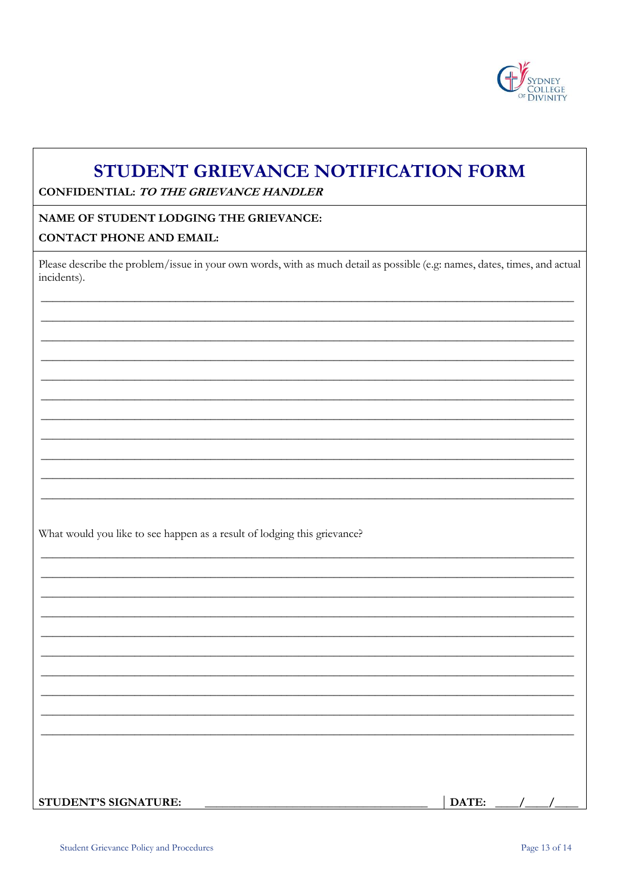# STUDENT GRIEVANCE NOTIFICATION FORM

**CONFIDENTIAL: *TO THE GRIEVANCE HANDLER***

**NAME OF STUDENT LODGING THE GRIEVANCE:**

**CONTACT PHONE AND EMAIL:**

Please describe the problem/issue in your own words, with as much detail as possible (e.g: names, dates, times, and actual incidents).

_______________________________________________________________________________

_______________________________________________________________________________

_______________________________________________________________________________

_______________________________________________________________________________

_______________________________________________________________________________

_______________________________________________________________________________

_______________________________________________________________________________

_______________________________________________________________________________

_______________________________________________________________________________

_______________________________________________________________________________

_______________________________________________________________________________

What would you like to see happen as a result of lodging this grievance?

_______________________________________________________________________________

_______________________________________________________________________________

_______________________________________________________________________________

_______________________________________________________________________________

_______________________________________________________________________________

_______________________________________________________________________________

_______________________________________________________________________________

_______________________________________________________________________________

_______________________________________________________________________________

_______________________________________________________________________________

**STUDENT'S SIGNATURE:** ____________________________________ **DATE:** ____/____/____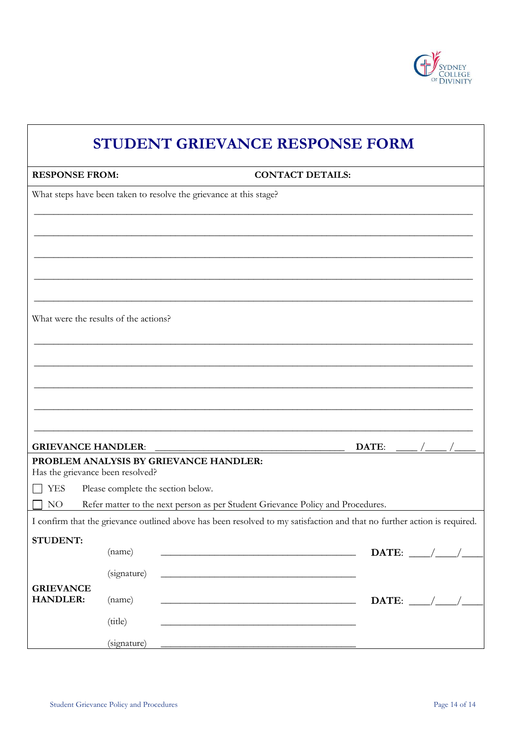# STUDENT GRIEVANCE RESPONSE FORM

**RESPONSE FROM:** **CONTACT DETAILS:**

What steps have been taken to resolve the grievance at this stage?

\_\_\_\_\_\_\_\_\_\_\_\_\_\_\_\_\_\_\_\_\_\_\_\_\_\_\_\_\_\_\_\_\_\_\_\_\_\_\_\_\_\_\_\_\_\_\_\_\_\_\_\_\_\_\_\_\_\_\_\_\_\_\_\_\_\_\_\_\_\_\_\_\_\_\_\_

\_\_\_\_\_\_\_\_\_\_\_\_\_\_\_\_\_\_\_\_\_\_\_\_\_\_\_\_\_\_\_\_\_\_\_\_\_\_\_\_\_\_\_\_\_\_\_\_\_\_\_\_\_\_\_\_\_\_\_\_\_\_\_\_\_\_\_\_\_\_\_\_\_\_\_\_

\_\_\_\_\_\_\_\_\_\_\_\_\_\_\_\_\_\_\_\_\_\_\_\_\_\_\_\_\_\_\_\_\_\_\_\_\_\_\_\_\_\_\_\_\_\_\_\_\_\_\_\_\_\_\_\_\_\_\_\_\_\_\_\_\_\_\_\_\_\_\_\_\_\_\_\_

\_\_\_\_\_\_\_\_\_\_\_\_\_\_\_\_\_\_\_\_\_\_\_\_\_\_\_\_\_\_\_\_\_\_\_\_\_\_\_\_\_\_\_\_\_\_\_\_\_\_\_\_\_\_\_\_\_\_\_\_\_\_\_\_\_\_\_\_\_\_\_\_\_\_\_\_

\_\_\_\_\_\_\_\_\_\_\_\_\_\_\_\_\_\_\_\_\_\_\_\_\_\_\_\_\_\_\_\_\_\_\_\_\_\_\_\_\_\_\_\_\_\_\_\_\_\_\_\_\_\_\_\_\_\_\_\_\_\_\_\_\_\_\_\_\_\_\_\_\_\_\_\_

What were the results of the actions?

\_\_\_\_\_\_\_\_\_\_\_\_\_\_\_\_\_\_\_\_\_\_\_\_\_\_\_\_\_\_\_\_\_\_\_\_\_\_\_\_\_\_\_\_\_\_\_\_\_\_\_\_\_\_\_\_\_\_\_\_\_\_\_\_\_\_\_\_\_\_\_\_\_\_\_\_

\_\_\_\_\_\_\_\_\_\_\_\_\_\_\_\_\_\_\_\_\_\_\_\_\_\_\_\_\_\_\_\_\_\_\_\_\_\_\_\_\_\_\_\_\_\_\_\_\_\_\_\_\_\_\_\_\_\_\_\_\_\_\_\_\_\_\_\_\_\_\_\_\_\_\_\_

\_\_\_\_\_\_\_\_\_\_\_\_\_\_\_\_\_\_\_\_\_\_\_\_\_\_\_\_\_\_\_\_\_\_\_\_\_\_\_\_\_\_\_\_\_\_\_\_\_\_\_\_\_\_\_\_\_\_\_\_\_\_\_\_\_\_\_\_\_\_\_\_\_\_\_\_

\_\_\_\_\_\_\_\_\_\_\_\_\_\_\_\_\_\_\_\_\_\_\_\_\_\_\_\_\_\_\_\_\_\_\_\_\_\_\_\_\_\_\_\_\_\_\_\_\_\_\_\_\_\_\_\_\_\_\_\_\_\_\_\_\_\_\_\_\_\_\_\_\_\_\_\_

\_\_\_\_\_\_\_\_\_\_\_\_\_\_\_\_\_\_\_\_\_\_\_\_\_\_\_\_\_\_\_\_\_\_\_\_\_\_\_\_\_\_\_\_\_\_\_\_\_\_\_\_\_\_\_\_\_\_\_\_\_\_\_\_\_\_\_\_\_\_\_\_\_\_\_\_

**GRIEVANCE HANDLER**: \_\_\_\_\_\_\_\_\_\_\_\_\_\_\_\_\_\_\_\_\_\_\_\_\_\_\_\_\_\_\_\_\_\_\_\_\_\_ **DATE**: \_\_\_\_ /\_\_\_\_ /\_\_\_\_

**PROBLEM ANALYSIS BY GRIEVANCE HANDLER:**

Has the grievance been resolved?

☐ YES Please complete the section below.

☐ NO Refer matter to the next person as per Student Grievance Policy and Procedures.

I confirm that the grievance outlined above has been resolved to my satisfaction and that no further action is required.

**STUDENT:**

(name) \_\_\_\_\_\_\_\_\_\_\_\_\_\_\_\_\_\_\_\_\_\_\_\_\_\_\_\_\_\_\_\_\_\_\_\_\_\_\_\_ **DATE**: \_\_\_\_/\_\_\_\_/\_\_\_\_

(signature) \_\_\_\_\_\_\_\_\_\_\_\_\_\_\_\_\_\_\_\_\_\_\_\_\_\_\_\_\_\_\_\_\_\_\_\_\_\_\_\_

**GRIEVANCE HANDLER:**

(name) \_\_\_\_\_\_\_\_\_\_\_\_\_\_\_\_\_\_\_\_\_\_\_\_\_\_\_\_\_\_\_\_\_\_\_\_\_\_\_\_ **DATE**: \_\_\_\_/\_\_\_\_/\_\_\_\_

(title) \_\_\_\_\_\_\_\_\_\_\_\_\_\_\_\_\_\_\_\_\_\_\_\_\_\_\_\_\_\_\_\_\_\_\_\_\_\_\_\_

(signature) \_\_\_\_\_\_\_\_\_\_\_\_\_\_\_\_\_\_\_\_\_\_\_\_\_\_\_\_\_\_\_\_\_\_\_\_\_\_\_\_